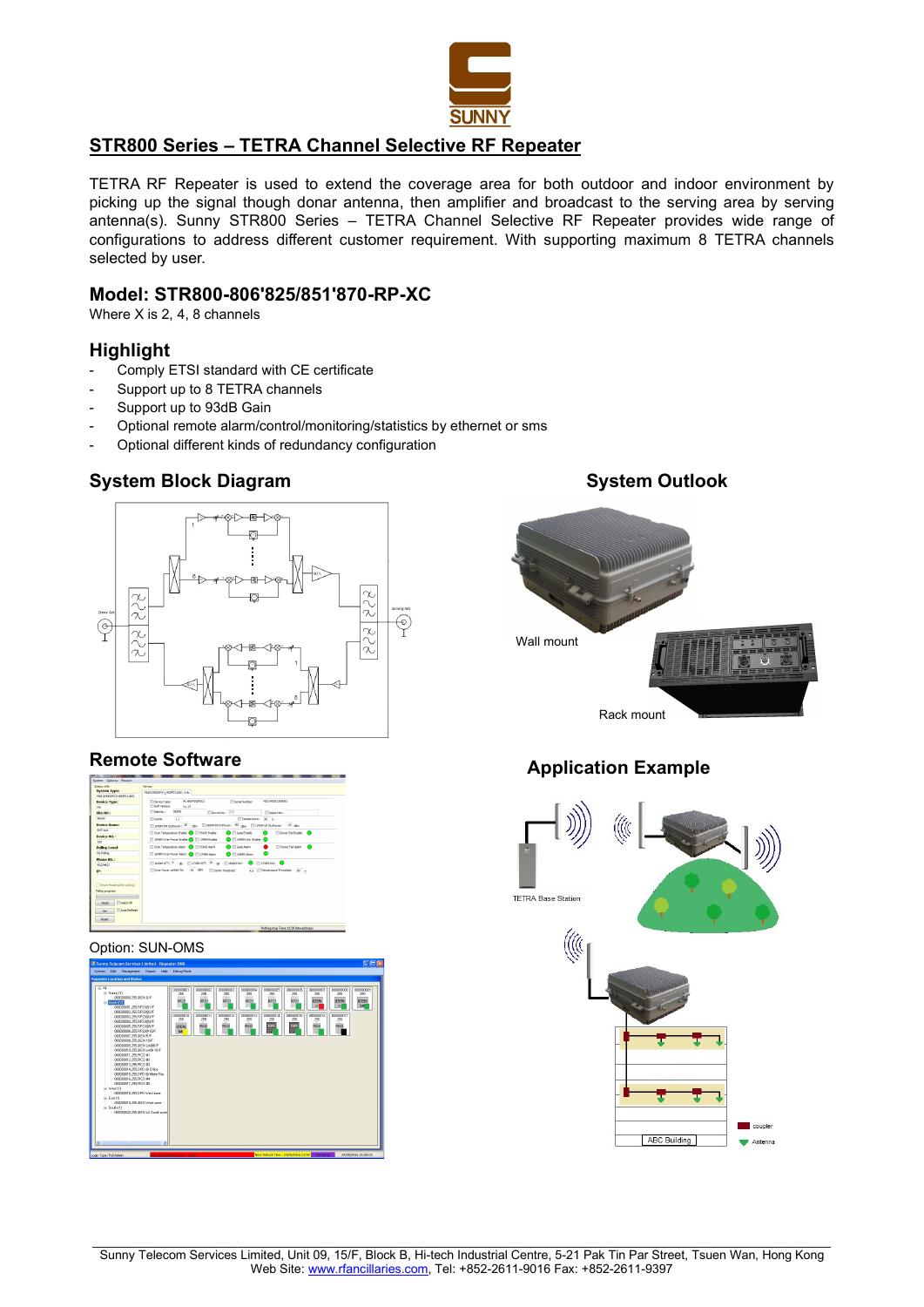SUNNY

# STR800 Series – TETRA Channel Selective RF Repeater

TETRA RF Repeater is used to extend the coverage area for both outdoor and indoor environment by picking up the signal though donar antenna, then amplifier and broadcast to the serving area by serving antenna(s). Sunny STR800 Series – TETRA Channel Selective RF Repeater provides wide range of configurations to address different customer requirement. With supporting maximum 8 TETRA channels selected by user.

## Model: STR800-806'825/851'870-RP-XC

Where X is 2, 4, 8 channels

## Highlight

- Comply ETSI standard with CE certificate
- Support up to 8 TETRA channels
- Support up to 93dB Gain
- Optional remote alarm/control/monitoring/statistics by ethernet or sms
- Optional different kinds of redundancy configuration

## System Block Diagram

## System Outlook

Wall mount

Rack mount

## Remote Software

Option: SUN-OMS

## Application Example

TETRA Base Station

coupler

Antenna

ABC Building

Sunny Telecom Services Limited, Unit 09, 15/F, Block B, Hi-tech Industrial Centre, 5-21 Pak Tin Par Street, Tsuen Wan, Hong Kong
Web Site: www.rfancillaries.com, Tel: +852-2611-9016 Fax: +852-2611-9397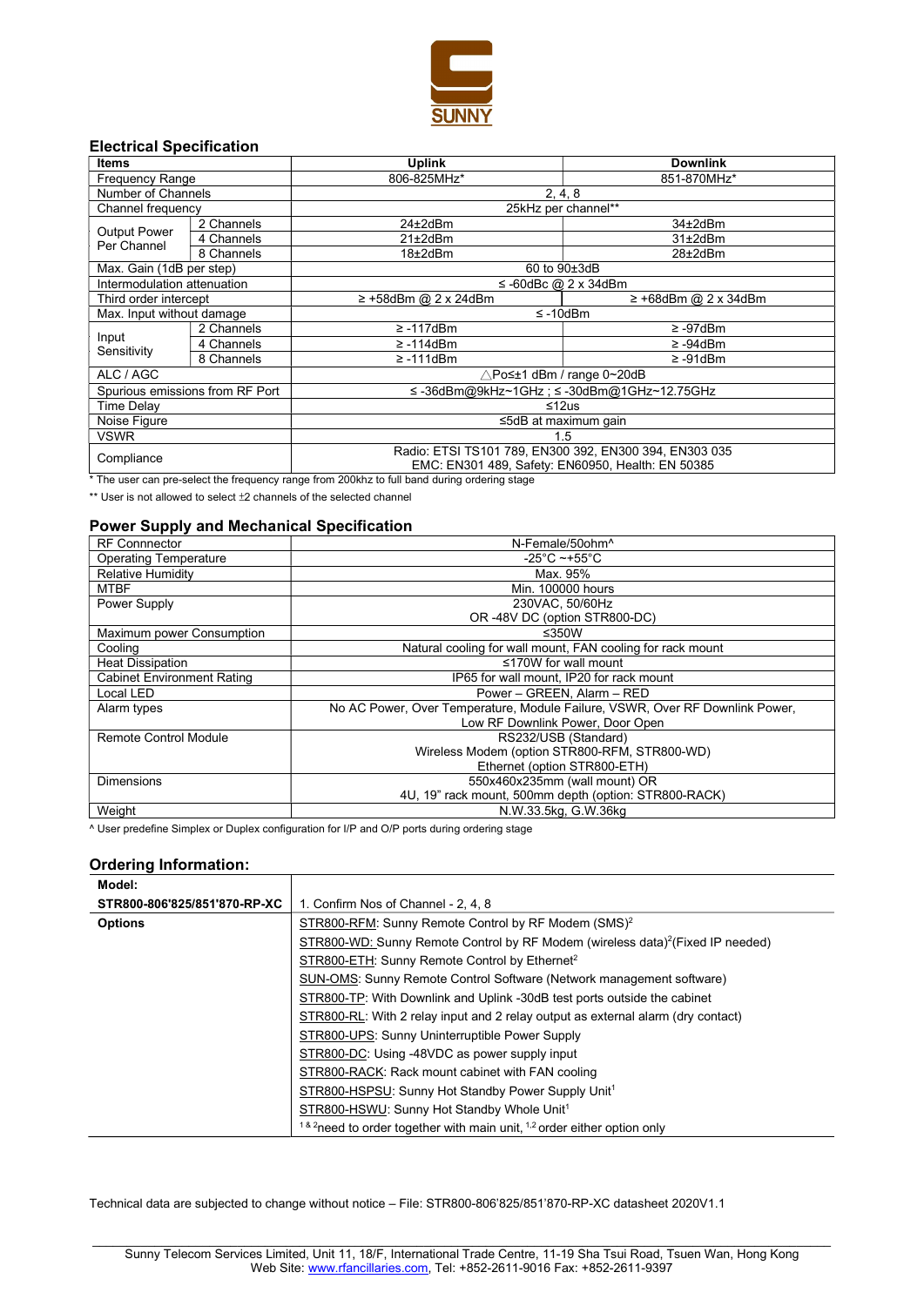SUNNY

## Electrical Specification

| Items | | Uplink | Downlink |
|---|---|---|---|
| Frequency Range | | 806-825MHz* | 851-870MHz* |
| Number of Channels | | 2, 4, 8 | |
| Channel frequency | | 25kHz per channel** | |
| Output Power Per Channel | 2 Channels | 24±2dBm | 34±2dBm |
| | 4 Channels | 21±2dBm | 31±2dBm |
| | 8 Channels | 18±2dBm | 28±2dBm |
| Max. Gain (1dB per step) | | 60 to 90±3dB | |
| Intermodulation attenuation | | ≤ -60dBc @ 2 x 34dBm | |
| Third order intercept | | ≥ +58dBm @ 2 x 24dBm | ≥ +68dBm @ 2 x 34dBm |
| Max. Input without damage | | ≤ -10dBm | |
| Input Sensitivity | 2 Channels | ≥ -117dBm | ≥ -97dBm |
| | 4 Channels | ≥ -114dBm | ≥ -94dBm |
| | 8 Channels | ≥ -111dBm | ≥ -91dBm |
| ALC / AGC | | △Po≤±1 dBm / range 0~20dB | |
| Spurious emissions from RF Port | | ≤ -36dBm@9kHz~1GHz ; ≤ -30dBm@1GHz~12.75GHz | |
| Time Delay | | ≤12us | |
| Noise Figure | | ≤5dB at maximum gain | |
| VSWR | | 1.5 | |
| Compliance | | Radio: ETSI TS101 789, EN300 392, EN300 394, EN303 035<br>EMC: EN301 489, Safety: EN60950, Health: EN 50385 | |

* The user can pre-select the frequency range from 200khz to full band during ordering stage

** User is not allowed to select ±2 channels of the selected channel

## Power Supply and Mechanical Specification

| | |
|---|---|
| RF Connnector | N-Female/50ohm^ |
| Operating Temperature | -25°C ~+55°C |
| Relative Humidity | Max. 95% |
| MTBF | Min. 100000 hours |
| Power Supply | 230VAC, 50/60Hz<br>OR -48V DC (option STR800-DC) |
| Maximum power Consumption | ≤350W |
| Cooling | Natural cooling for wall mount, FAN cooling for rack mount |
| Heat Dissipation | ≤170W for wall mount |
| Cabinet Environment Rating | IP65 for wall mount, IP20 for rack mount |
| Local LED | Power – GREEN, Alarm – RED |
| Alarm types | No AC Power, Over Temperature, Module Failure, VSWR, Over RF Downlink Power, Low RF Downlink Power, Door Open |
| Remote Control Module | RS232/USB (Standard)<br>Wireless Modem (option STR800-RFM, STR800-WD)<br>Ethernet (option STR800-ETH) |
| Dimensions | 550x460x235mm (wall mount) OR<br>4U, 19” rack mount, 500mm depth (option: STR800-RACK) |
| Weight | N.W.33.5kg, G.W.36kg |

^ User predefine Simplex or Duplex configuration for I/P and O/P ports during ordering stage

## Ordering Information:

| | |
|---|---|
| **Model:** | |
| **STR800-806'825/851'870-RP-XC** | 1. Confirm Nos of Channel - 2, 4, 8 |
| **Options** | STR800-RFM: Sunny Remote Control by RF Modem (SMS)[2] |
| | STR800-WD: Sunny Remote Control by RF Modem (wireless data)[2](Fixed IP needed) |
| | STR800-ETH: Sunny Remote Control by Ethernet[2] |
| | SUN-OMS: Sunny Remote Control Software (Network management software) |
| | STR800-TP: With Downlink and Uplink -30dB test ports outside the cabinet |
| | STR800-RL: With 2 relay input and 2 relay output as external alarm (dry contact) |
| | STR800-UPS: Sunny Uninterruptible Power Supply |
| | STR800-DC: Using -48VDC as power supply input |
| | STR800-RACK: Rack mount cabinet with FAN cooling |
| | STR800-HSPSU: Sunny Hot Standby Power Supply Unit[1] |
| | STR800-HSWU: Sunny Hot Standby Whole Unit[1] |
| | [1 & 2]need to order together with main unit, [1,2] order either option only |

Technical data are subjected to change without notice – File: STR800-806'825/851'870-RP-XC datasheet 2020V1.1

Sunny Telecom Services Limited, Unit 11, 18/F, International Trade Centre, 11-19 Sha Tsui Road, Tsuen Wan, Hong Kong
Web Site: www.rfancillaries.com, Tel: +852-2611-9016 Fax: +852-2611-9397